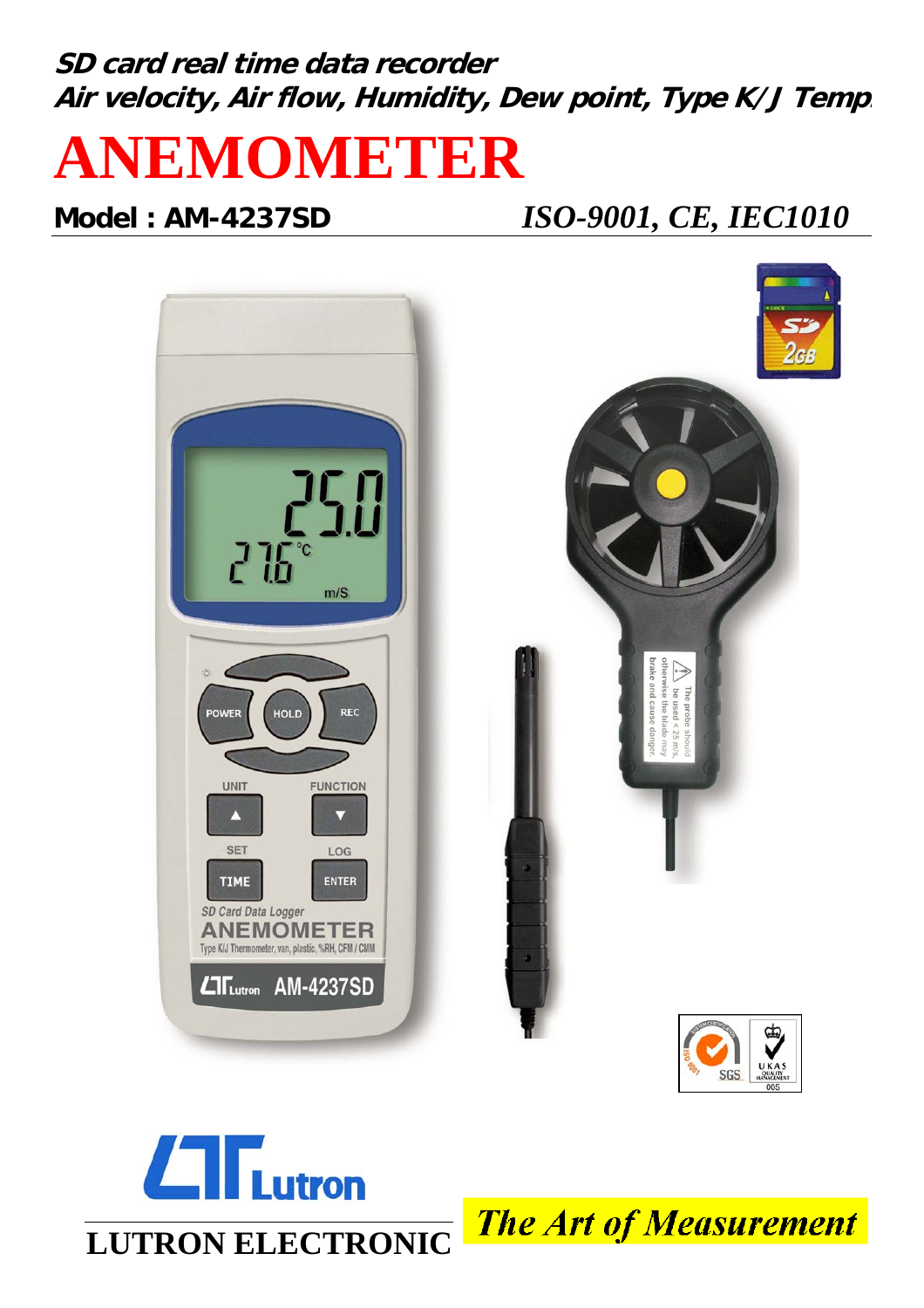***SD card real time data recorder***

***Air velocity, Air flow, Humidity, Dew point, Type K/J Temp.***

# ANEMOMETER

**Model : AM-4237SD** *ISO-9001, CE, IEC1010*

**LUTRON ELECTRONIC**

*The Art of Measurement*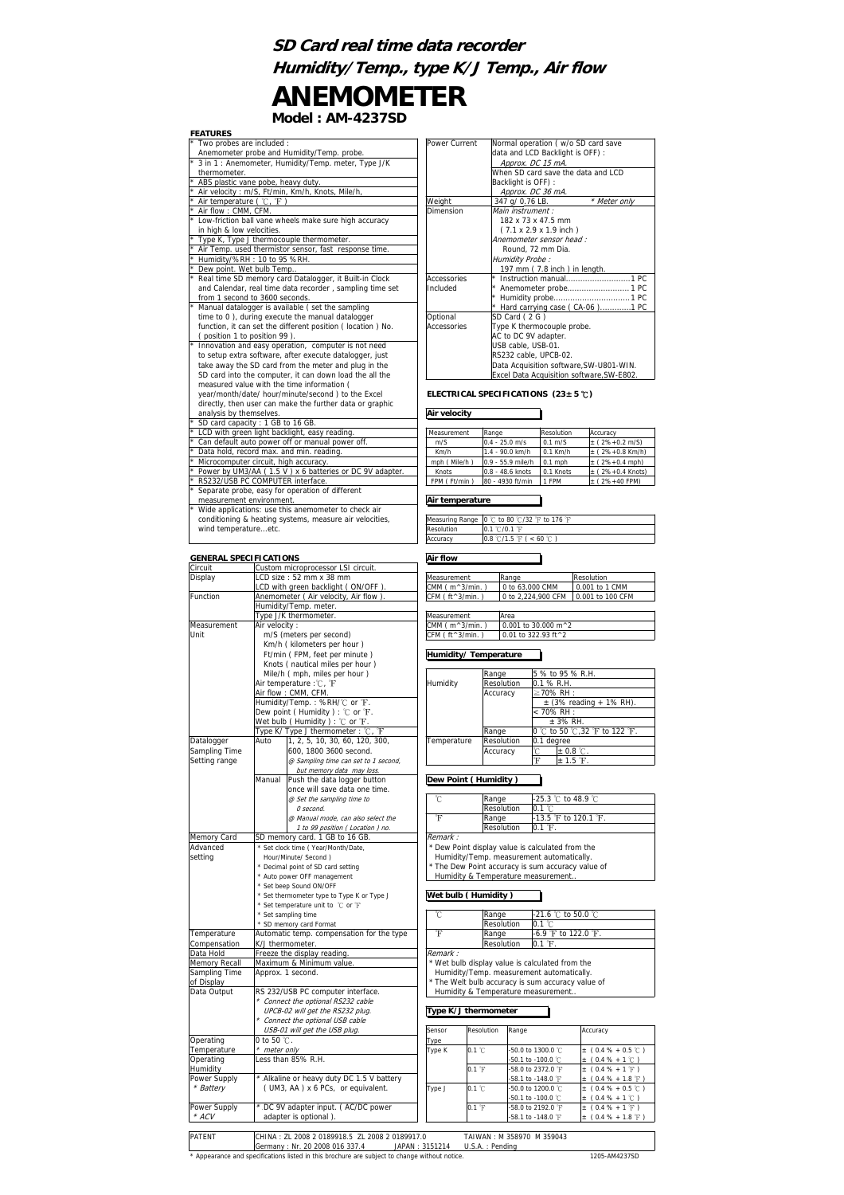# SD Card real time data recorder Humidity/Temp., type K/J Temp., Air flow

# ANEMOMETER

## Model : AM-4237SD

### FEATURES

| |
|---|
| * Two probes are included : Anemometer probe and Humidity/Temp. probe. |
| * 3 in 1 : Anemometer, Humidity/Temp. meter, Type J/K thermometer. |
| * ABS plastic vane pobe, heavy duty. |
| * Air velocity : m/S, Ft/min, Km/h, Knots, Mile/h, |
| * Air temperature ( ℃, ℉ ) |
| * Air flow : CMM, CFM. |
| * Low-friction ball vane wheels make sure high accuracy in high & low velocities. |
| * Type K, Type J thermocouple thermometer. |
| * Air Temp. used thermistor sensor, fast response time. |
| * Humidity/%RH : 10 to 95 %RH. |
| * Dew point. Wet bulb Temp.. |
| * Real time SD memory card Datalogger, it Built-in Clock and Calendar, real time data recorder , sampling time set from 1 second to 3600 seconds. |
| * Manual datalogger is available ( set the sampling time to 0 ), during execute the manual datalogger function, it can set the different position ( location ) No. ( position 1 to position 99 ). |
| * Innovation and easy operation, computer is not need to setup extra software, after execute datalogger, just take away the SD card from the meter and plug in the SD card into the computer, it can down load the all the measured value with the time information ( year/month/date/ hour/minute/second ) to the Excel directly, then user can make the further data or graphic analysis by themselves. |
| * SD card capacity : 1 GB to 16 GB. |
| * LCD with green light backlight, easy reading. |
| * Can default auto power off or manual power off. |
| * Data hold, record max. and min. reading. |
| * Microcomputer circuit, high accuracy. |
| * Power by UM3/AA ( 1.5 V ) x 6 batteries or DC 9V adapter. |
| * RS232/USB PC COMPUTER interface. |
| * Separate probe, easy for operation of different measurement environment. |
| * Wide applications: use this anemometer to check air conditioning & heating systems, measure air velocities, wind temperature...etc. |

### GENERAL SPECIFICATIONS

| | | |
|---|---|---|
| Circuit | Custom microprocessor LSI circuit. | |
| Display | LCD size : 52 mm x 38 mm<br>LCD with green backlight ( ON/OFF ). | |
| Function | Anemometer ( Air velocity, Air flow ).<br>Humidity/Temp. meter.<br>Type J/K thermometer. | |
| Measurement Unit | Air velocity :<br>m/S (meters per second)<br>Km/h ( kilometers per hour )<br>Ft/min ( FPM, feet per minute )<br>Knots ( nautical miles per hour )<br>Mile/h ( mph, miles per hour )<br>Air temperature : ℃, ℉<br>Air flow : CMM, CFM.<br>Humidity/Temp. : %RH/℃ or ℉.<br>Dew point ( Humidity ) : ℃ or ℉.<br>Wet bulb ( Humidity ) : ℃ or ℉.<br>Type K/ Type J thermometer : ℃, ℉ | |
| Datalogger Sampling Time Setting range | Auto | 1, 2, 5, 10, 30, 60, 120, 300, 600, 1800 3600 second.<br>@ Sampling time can set to 1 second, but memory data may loss. |
| | Manual | Push the data logger button once will save data one time.<br>@ Set the sampling time to 0 second.<br>@ Manual mode, can also select the 1 to 99 position ( Location ) no. |
| Memory Card | SD memory card. 1 GB to 16 GB. | |
| Advanced setting | * Set clock time ( Year/Month/Date, Hour/Minute/ Second )<br>* Decimal point of SD card setting<br>* Auto power OFF management<br>* Set beep Sound ON/OFF<br>* Set thermometer type to Type K or Type J<br>* Set temperature unit to ℃ or ℉<br>* Set sampling time<br>* SD memory card Format | |
| Temperature Compensation | Automatic temp. compensation for the type K/J thermometer. | |
| Data Hold | Freeze the display reading. | |
| Memory Recall | Maximum & Minimum value. | |
| Sampling Time of Display | Approx. 1 second. | |
| Data Output | RS 232/USB PC computer interface.<br>* Connect the optional RS232 cable UPCB-02 will get the RS232 plug.<br>* Connect the optional USB cable USB-01 will get the USB plug. | |
| Operating Temperature | 0 to 50 ℃.<br>* meter only | |
| Operating Humidity | Less than 85% R.H. | |
| Power Supply * Battery | * Alkaline or heavy duty DC 1.5 V battery ( UM3, AA ) x 6 PCs, or equivalent. | |
| Power Supply * ACV | * DC 9V adapter input. ( AC/DC power adapter is optional ). | |
| Power Current | Normal operation ( w/o SD card save data and LCD Backlight is OFF ) :<br>Approx. DC 15 mA.<br>When SD card save the data and LCD Backlight is OFF) :<br>Approx. DC 36 mA. | |
| Weight | 347 g/ 0.76 LB. * Meter only | |
| Dimension | Main instrument :<br>182 x 73 x 47.5 mm<br>( 7.1 x 2.9 x 1.9 inch )<br>Anemometer sensor head :<br>Round, 72 mm Dia.<br>Humidity Probe :<br>197 mm ( 7.8 inch ) in length. | |
| Accessories Included | * Instruction manual..........................1 PC<br>* Anemometer probe.........................1 PC<br>* Humidity probe...............................1 PC<br>* Hard carrying case ( CA-06 ).............1 PC | |
| Optional Accessories | SD Card ( 2 G )<br>Type K thermocouple probe.<br>AC to DC 9V adapter.<br>USB cable, USB-01.<br>RS232 cable, UPCB-02.<br>Data Acquisition software,SW-U801-WIN.<br>Excel Data Acquisition software,SW-E802. | |

### ELECTRICAL SPECIFICATIONS (23±5 ℃)

#### Air velocity

| Measurement | Range | Resolution | Accuracy |
|---|---|---|---|
| m/S | 0.4 - 25.0 m/s | 0.1 m/S | ± ( 2% +0.2 m/S) |
| Km/h | 1.4 - 90.0 km/h | 0.1 Km/h | ± ( 2% +0.8 Km/h) |
| mph ( Mile/h ) | 0.9 - 55.9 mile/h | 0.1 mph | ± ( 2% +0.4 mph) |
| Knots | 0.8 - 48.6 knots | 0.1 Knots | ± ( 2% +0.4 Knots) |
| FPM ( Ft/min ) | 80 - 4930 ft/min | 1 FPM | ± ( 2% +40 FPM) |

#### Air temperature

| | |
|---|---|
| Measuring Range | 0 ℃ to 80 ℃/32 ℉ to 176 ℉ |
| Resolution | 0.1 ℃/0.1 ℉ |
| Accuracy | 0.8 ℃/1.5 ℉ ( < 60 ℃ ) |

#### Air flow

| Measurement | Range | Resolution |
|---|---|---|
| CMM ( m^3/min. ) | 0 to 63,000 CMM | 0.001 to 1 CMM |
| CFM ( ft^3/min. ) | 0 to 2,224,900 CFM | 0.001 to 100 CFM |

| Measurement | Area |
|---|---|
| CMM ( m^3/min. ) | 0.001 to 30.000 m^2 |
| CFM ( ft^3/min. ) | 0.01 to 322.93 ft^2 |

#### Humidity/ Temperature

| | | | |
|---|---|---|---|
| Humidity | Range | 5 % to 95 % R.H. | |
| | Resolution | 0.1 % R.H. | |
| | Accuracy | ≧70% RH :<br>± (3% reading + 1% RH).<br>< 70% RH :<br>± 3% RH. | |
| Temperature | Range | 0 ℃ to 50 ℃,32 ℉ to 122 ℉. | |
| | Resolution | 0.1 degree | |
| | Accuracy | ℃ | ± 0.8 ℃. |
| | | ℉ | ± 1.5 ℉. |

#### Dew Point ( Humidity )

| | | |
|---|---|---|
| ℃ | Range | -25.3 ℃ to 48.9 ℃ |
| | Resolution | 0.1 ℃ |
| ℉ | Range | -13.5 ℉ to 120.1 ℉. |
| | Resolution | 0.1 ℉. |

Remark :
* Dew Point display value is calculated from the Humidity/Temp. measurement automatically.
* The Dew Point accuracy is sum accuracy value of Humidity & Temperature measurement..

#### Wet bulb ( Humidity )

| | | |
|---|---|---|
| ℃ | Range | -21.6 ℃ to 50.0 ℃ |
| | Resolution | 0.1 ℃ |
| ℉ | Range | -6.9 ℉ to 122.0 ℉. |
| | Resolution | 0.1 ℉. |

Remark :
* Wet bulb display value is calculated from the Humidity/Temp. measurement automatically.
* The Welt bulb accuracy is sum accuracy value of Humidity & Temperature measurement..

#### Type K/J thermometer

| Sensor Type | Resolution | Range | Accuracy |
|---|---|---|---|
| Type K | 0.1 ℃ | -50.0 to 1300.0 ℃ | ± ( 0.4 % + 0.5 ℃ ) |
| | | -50.1 to -100.0 ℃ | ± ( 0.4 % + 1 ℃ ) |
| | 0.1 ℉ | -58.0 to 2372.0 ℉ | ± ( 0.4 % + 1 ℉ ) |
| | | -58.1 to -148.0 ℉ | ± ( 0.4 % + 1.8 ℉ ) |
| Type J | 0.1 ℃ | -50.0 to 1200.0 ℃ | ± ( 0.4 % + 0.5 ℃ ) |
| | | -50.1 to -100.0 ℃ | ± ( 0.4 % + 1 ℃ ) |
| | 0.1 ℉ | -58.0 to 2192.0 ℉ | ± ( 0.4 % + 1 ℉ ) |
| | | -58.1 to -148.0 ℉ | ± ( 0.4 % + 1.8 ℉ ) |

| | |
|---|---|
| PATENT | CHINA : ZL 2008 2 0189918.5 ZL 2008 2 0189917.0 TAIWAN : M 358970 M 359043<br>Germany : Nr. 20 2008 016 337.4 JAPAN : 3151214 U.S.A. : Pending |

* Appearance and specifications listed in this brochure are subject to change without notice.

1205-AM4237SD